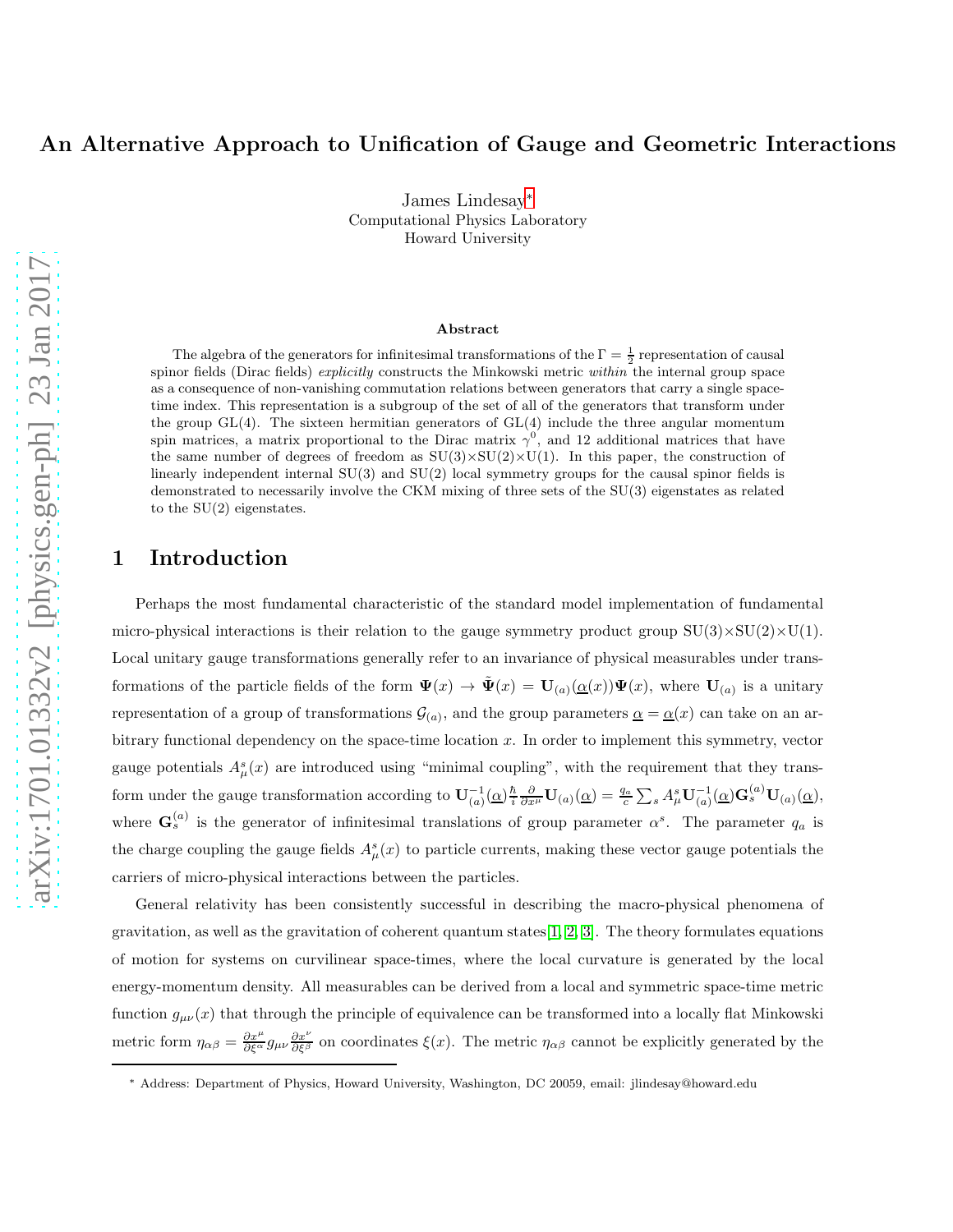# An Alternative Approach to Unification of Gauge and Geometric Interactions

James Lindesay*
Computational Physics Laboratory
Howard University

### Abstract

The algebra of the generators for infinitesimal transformations of the $\Gamma = \frac{1}{2}$ representation of causal spinor fields (Dirac fields) *explicitly* constructs the Minkowski metric *within* the internal group space as a consequence of non-vanishing commutation relations between generators that carry a single space-time index. This representation is a subgroup of the set of all of the generators that transform under the group GL(4). The sixteen hermitian generators of GL(4) include the three angular momentum spin matrices, a matrix proportional to the Dirac matrix $\gamma^0$, and 12 additional matrices that have the same number of degrees of freedom as SU(3)×SU(2)×U(1). In this paper, the construction of linearly independent internal SU(3) and SU(2) local symmetry groups for the causal spinor fields is demonstrated to necessarily involve the CKM mixing of three sets of the SU(3) eigenstates as related to the SU(2) eigenstates.

## 1 Introduction

Perhaps the most fundamental characteristic of the standard model implementation of fundamental micro-physical interactions is their relation to the gauge symmetry product group SU(3)×SU(2)×U(1). Local unitary gauge transformations generally refer to an invariance of physical measurables under transformations of the particle fields of the form $\mathbf{\Psi}(x) \rightarrow \tilde{\mathbf{\Psi}}(x) = \mathbf{U}_{(a)}(\underline{\alpha}(x))\mathbf{\Psi}(x)$, where $\mathbf{U}_{(a)}$ is a unitary representation of a group of transformations $\mathcal{G}_{(a)}$, and the group parameters $\underline{\alpha} = \underline{\alpha}(x)$ can take on an arbitrary functional dependency on the space-time location $x$. In order to implement this symmetry, vector gauge potentials $A^s_\mu(x)$ are introduced using "minimal coupling", with the requirement that they transform under the gauge transformation according to $\mathbf{U}^{-1}_{(a)}(\underline{\alpha})\frac{\hbar}{i}\frac{\partial}{\partial x^\mu}\mathbf{U}_{(a)}(\underline{\alpha}) = \frac{q_a}{c}\sum_s A^s_\mu \mathbf{U}^{-1}_{(a)}(\underline{\alpha})\mathbf{G}^{(a)}_s \mathbf{U}_{(a)}(\underline{\alpha})$, where $\mathbf{G}^{(a)}_s$ is the generator of infinitesimal translations of group parameter $\alpha^s$. The parameter $q_a$ is the charge coupling the gauge fields $A^s_\mu(x)$ to particle currents, making these vector gauge potentials the carriers of micro-physical interactions between the particles.

General relativity has been consistently successful in describing the macro-physical phenomena of gravitation, as well as the gravitation of coherent quantum states[1, 2, 3]. The theory formulates equations of motion for systems on curvilinear space-times, where the local curvature is generated by the local energy-momentum density. All measurables can be derived from a local and symmetric space-time metric function $g_{\mu\nu}(x)$ that through the principle of equivalence can be transformed into a locally flat Minkowski metric form $\eta_{\alpha\beta} = \frac{\partial x^\mu}{\partial \xi^\alpha} g_{\mu\nu} \frac{\partial x^\nu}{\partial \xi^\beta}$ on coordinates $\xi(x)$. The metric $\eta_{\alpha\beta}$ cannot be explicitly generated by the

* Address: Department of Physics, Howard University, Washington, DC 20059, email: jlindesay@howard.edu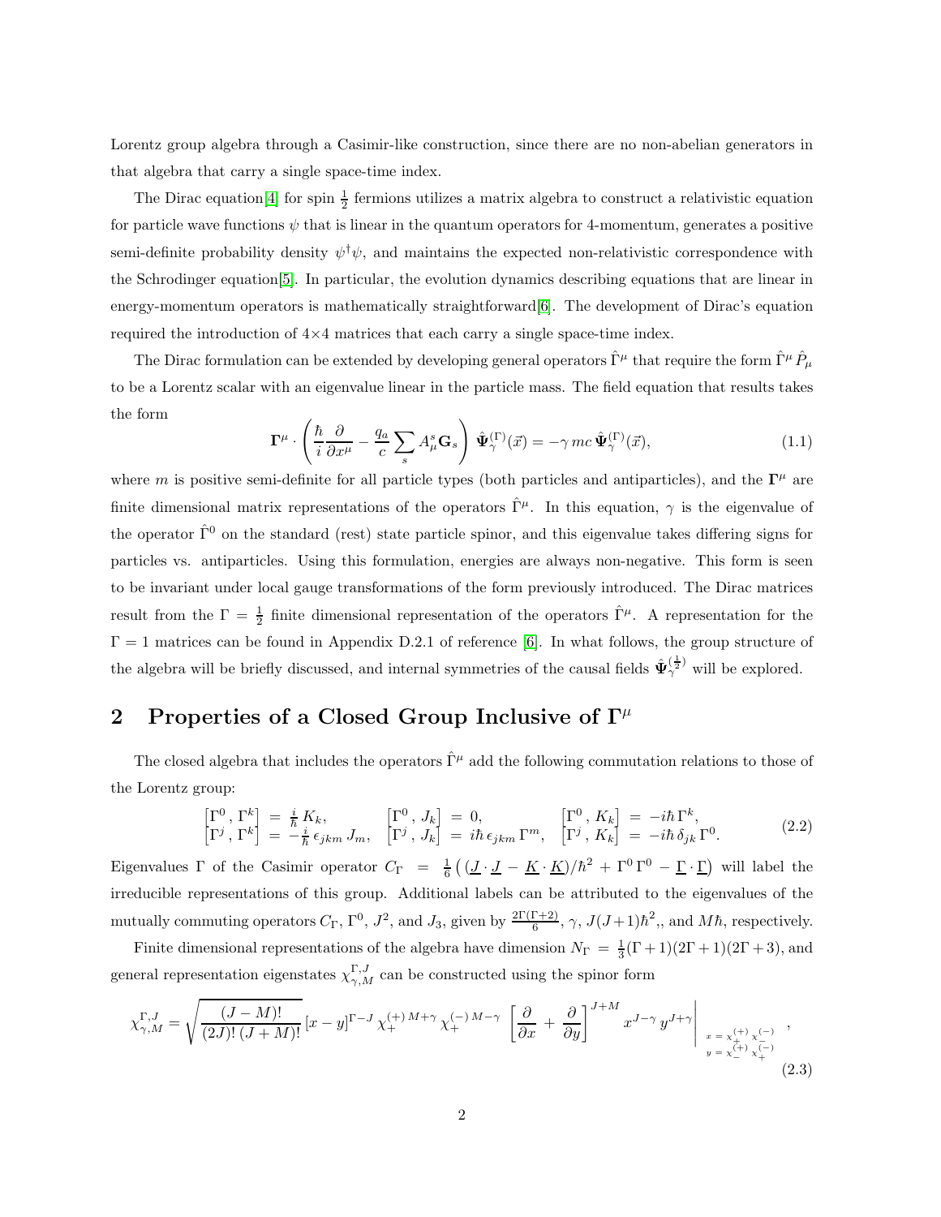Lorentz group algebra through a Casimir-like construction, since there are no non-abelian generators in that algebra that carry a single space-time index.

The Dirac equation[4] for spin $\frac{1}{2}$ fermions utilizes a matrix algebra to construct a relativistic equation for particle wave functions $\psi$ that is linear in the quantum operators for 4-momentum, generates a positive semi-definite probability density $\psi^\dagger \psi$, and maintains the expected non-relativistic correspondence with the Schrodinger equation[5]. In particular, the evolution dynamics describing equations that are linear in energy-momentum operators is mathematically straightforward[6]. The development of Dirac's equation required the introduction of 4×4 matrices that each carry a single space-time index.

The Dirac formulation can be extended by developing general operators $\hat{\Gamma}^\mu$ that require the form $\hat{\Gamma}^\mu \hat{P}_\mu$ to be a Lorentz scalar with an eigenvalue linear in the particle mass. The field equation that results takes the form

$$\mathbf{\Gamma}^\mu \cdot \left( \frac{\hbar}{i} \frac{\partial}{\partial x^\mu} - \frac{q_a}{c} \sum_s A_\mu^s \mathbf{G}_s \right) \hat{\mathbf{\Psi}}_\gamma^{(\Gamma)}(\vec{x}) = -\gamma\, mc\, \hat{\mathbf{\Psi}}_\gamma^{(\Gamma)}(\vec{x}), \tag{1.1}$$

where $m$ is positive semi-definite for all particle types (both particles and antiparticles), and the $\mathbf{\Gamma}^\mu$ are finite dimensional matrix representations of the operators $\hat{\Gamma}^\mu$. In this equation, $\gamma$ is the eigenvalue of the operator $\hat{\Gamma}^0$ on the standard (rest) state particle spinor, and this eigenvalue takes differing signs for particles vs. antiparticles. Using this formulation, energies are always non-negative. This form is seen to be invariant under local gauge transformations of the form previously introduced. The Dirac matrices result from the $\Gamma = \frac{1}{2}$ finite dimensional representation of the operators $\hat{\Gamma}^\mu$. A representation for the $\Gamma = 1$ matrices can be found in Appendix D.2.1 of reference [6]. In what follows, the group structure of the algebra will be briefly discussed, and internal symmetries of the causal fields $\hat{\mathbf{\Psi}}_\gamma^{(\frac{1}{2})}$ will be explored.

## 2 Properties of a Closed Group Inclusive of $\mathbf{\Gamma}^\mu$

The closed algebra that includes the operators $\hat{\Gamma}^\mu$ add the following commutation relations to those of the Lorentz group:

$$\begin{array}{lll} \left[\Gamma^0 \,,\, \Gamma^k\right] \;=\; \frac{i}{\hbar}\, K_k, & \left[\Gamma^0 \,,\, J_k\right] \;=\; 0, & \left[\Gamma^0 \,,\, K_k\right] \;=\; -i\hbar\, \Gamma^k, \\ \left[\Gamma^j \,,\, \Gamma^k\right] \;=\; -\frac{i}{\hbar}\, \epsilon_{jkm}\, J_m, & \left[\Gamma^j \,,\, J_k\right] \;=\; i\hbar\, \epsilon_{jkm}\, \Gamma^m, & \left[\Gamma^j \,,\, K_k\right] \;=\; -i\hbar\, \delta_{jk}\, \Gamma^0. \end{array} \tag{2.2}$$

Eigenvalues $\Gamma$ of the Casimir operator $C_\Gamma = \frac{1}{6}\left( (\underline{J} \cdot \underline{J} - \underline{K} \cdot \underline{K})/\hbar^2 + \Gamma^0\, \Gamma^0 - \underline{\Gamma} \cdot \underline{\Gamma} \right)$ will label the irreducible representations of this group. Additional labels can be attributed to the eigenvalues of the mutually commuting operators $C_\Gamma$, $\Gamma^0$, $J^2$, and $J_3$, given by $\frac{2\Gamma(\Gamma+2)}{6}$, $\gamma$, $J(J+1)\hbar^2$,, and $M\hbar$, respectively.

Finite dimensional representations of the algebra have dimension $N_\Gamma = \frac{1}{3}(\Gamma+1)(2\Gamma+1)(2\Gamma+3)$, and general representation eigenstates $\chi_{\gamma,M}^{\Gamma,J}$ can be constructed using the spinor form

$$\chi_{\gamma,M}^{\Gamma,J} = \sqrt{\frac{(J-M)!}{(2J)!\,(J+M)!}}\, [x-y]^{\Gamma-J}\, \chi_+^{(+)\,M+\gamma}\, \chi_+^{(-)\,M-\gamma} \left[ \frac{\partial}{\partial x} + \frac{\partial}{\partial y} \right]^{J+M} x^{J-\gamma}\, y^{J+\gamma} \Bigg|_{\substack{x\,=\,\chi_+^{(+)}\chi_-^{(-)} \\ y\,=\,\chi_-^{(+)}\chi_+^{(-)}}}, \tag{2.3}$$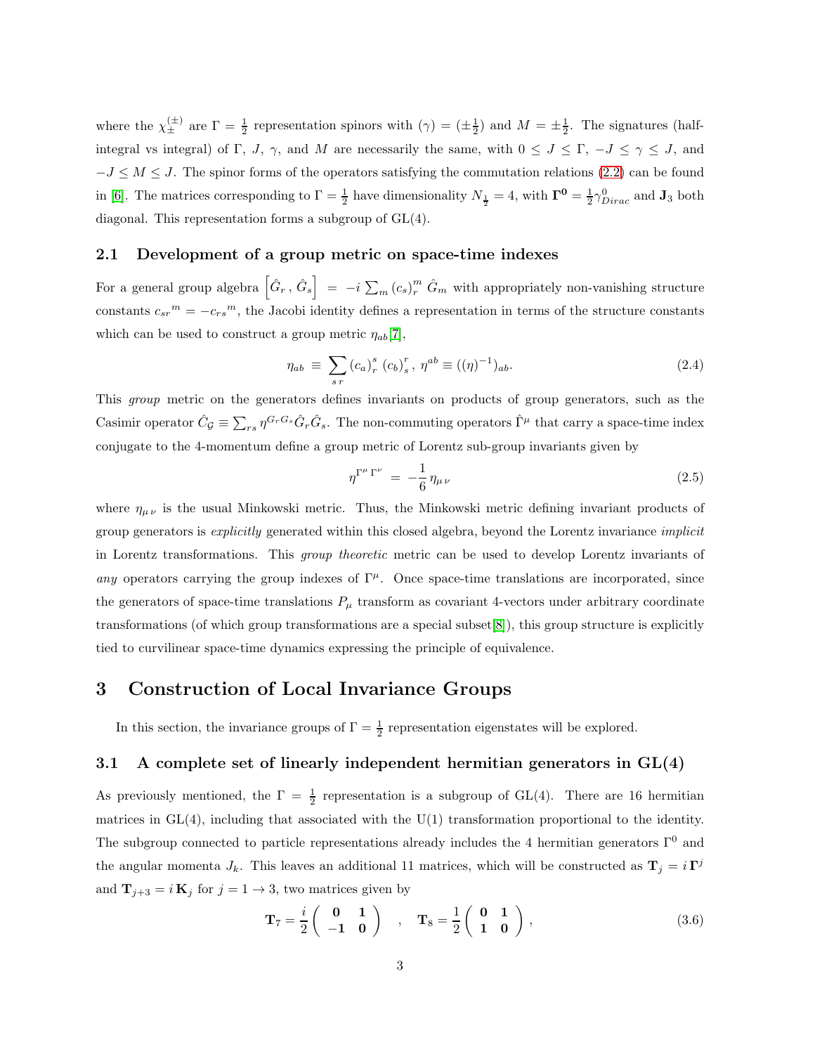where the $\chi_{\pm}^{(\pm)}$ are $\Gamma = \frac{1}{2}$ representation spinors with $(\gamma) = (\pm\frac{1}{2})$ and $M = \pm\frac{1}{2}$. The signatures (half-integral vs integral) of $\Gamma$, $J$, $\gamma$, and $M$ are necessarily the same, with $0 \leq J \leq \Gamma$, $-J \leq \gamma \leq J$, and $-J \leq M \leq J$. The spinor forms of the operators satisfying the commutation relations (2.2) can be found in [6]. The matrices corresponding to $\Gamma = \frac{1}{2}$ have dimensionality $N_{\frac{1}{2}} = 4$, with $\mathbf{\Gamma^0} = \frac{1}{2}\gamma^0_{Dirac}$ and $\mathbf{J}_3$ both diagonal. This representation forms a subgroup of GL(4).

### 2.1 Development of a group metric on space-time indexes

For a general group algebra $\left[\hat{G}_r\,,\,\hat{G}_s\right] \;=\; -i\sum_m (c_s)^m_r\;\hat{G}_m$ with appropriately non-vanishing structure constants $c_{sr}{}^m = -c_{rs}{}^m$, the Jacobi identity defines a representation in terms of the structure constants which can be used to construct a group metric $\eta_{ab}$[7],

$$
\eta_{ab} \;\equiv\; \sum_{s\,r} (c_a)^s_r\;(c_b)^r_s\,,\;\eta^{ab} \equiv ((\eta)^{-1})_{ab}. \tag{2.4}
$$

This *group* metric on the generators defines invariants on products of group generators, such as the Casimir operator $\hat{C}_{\mathcal{G}} \equiv \sum_{rs}\eta^{G_r G_s}\hat{G}_r\hat{G}_s$. The non-commuting operators $\hat{\Gamma}^\mu$ that carry a space-time index conjugate to the 4-momentum define a group metric of Lorentz sub-group invariants given by

$$
\eta^{\Gamma^\mu\,\Gamma^\nu} \;=\; -\frac{1}{6}\,\eta_{\mu\,\nu} \tag{2.5}
$$

where $\eta_{\mu\,\nu}$ is the usual Minkowski metric. Thus, the Minkowski metric defining invariant products of group generators is *explicitly* generated within this closed algebra, beyond the Lorentz invariance *implicit* in Lorentz transformations. This *group theoretic* metric can be used to develop Lorentz invariants of *any* operators carrying the group indexes of $\Gamma^\mu$. Once space-time translations are incorporated, since the generators of space-time translations $P_\mu$ transform as covariant 4-vectors under arbitrary coordinate transformations (of which group transformations are a special subset[8]), this group structure is explicitly tied to curvilinear space-time dynamics expressing the principle of equivalence.

## 3 Construction of Local Invariance Groups

In this section, the invariance groups of $\Gamma = \frac{1}{2}$ representation eigenstates will be explored.

### 3.1 A complete set of linearly independent hermitian generators in GL(4)

As previously mentioned, the $\Gamma = \frac{1}{2}$ representation is a subgroup of GL(4). There are 16 hermitian matrices in GL(4), including that associated with the U(1) transformation proportional to the identity. The subgroup connected to particle representations already includes the 4 hermitian generators $\Gamma^0$ and the angular momenta $J_k$. This leaves an additional 11 matrices, which will be constructed as $\mathbf{T}_j = i\,\mathbf{\Gamma}^j$ and $\mathbf{T}_{j+3} = i\,\mathbf{K}_j$ for $j = 1 \to 3$, two matrices given by

$$
\mathbf{T}_7 = \frac{i}{2}\begin{pmatrix} \mathbf{0} & \mathbf{1} \\ \mathbf{-1} & \mathbf{0} \end{pmatrix} \quad , \quad \mathbf{T}_8 = \frac{1}{2}\begin{pmatrix} \mathbf{0} & \mathbf{1} \\ \mathbf{1} & \mathbf{0} \end{pmatrix}, \tag{3.6}
$$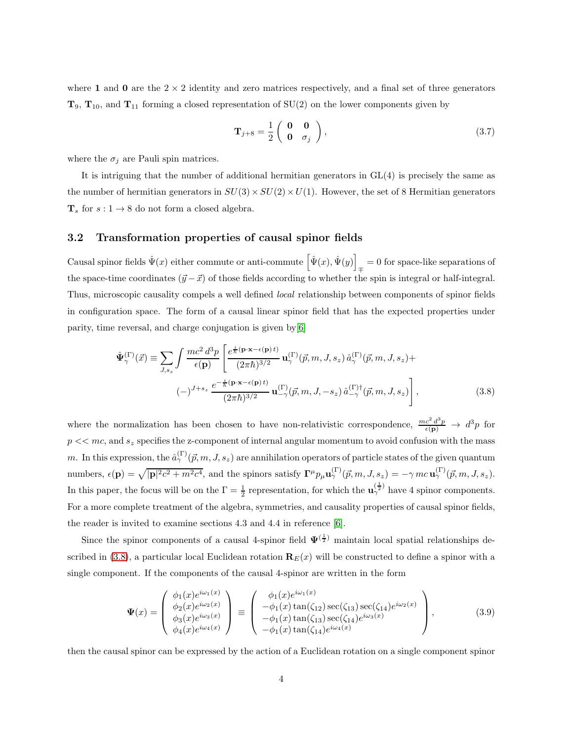where **1** and **0** are the $2 \times 2$ identity and zero matrices respectively, and a final set of three generators $\mathbf{T}_9$, $\mathbf{T}_{10}$, and $\mathbf{T}_{11}$ forming a closed representation of SU(2) on the lower components given by

$$\mathbf{T}_{j+8} = \frac{1}{2} \begin{pmatrix} \mathbf{0} & \mathbf{0} \\ \mathbf{0} & \sigma_j \end{pmatrix}, \tag{3.7}$$

where the $\sigma_j$ are Pauli spin matrices.

It is intriguing that the number of additional hermitian generators in GL(4) is precisely the same as the number of hermitian generators in $SU(3) \times SU(2) \times U(1)$. However, the set of 8 Hermitian generators $\mathbf{T}_s$ for $s : 1 \to 8$ do not form a closed algebra.

### 3.2 Transformation properties of causal spinor fields

Causal spinor fields $\hat{\Psi}(x)$ either commute or anti-commute $\left[\hat{\Psi}(x), \hat{\Psi}(y)\right]_{\mp} = 0$ for space-like separations of the space-time coordinates $(\vec{y} - \vec{x})$ of those fields according to whether the spin is integral or half-integral. Thus, microscopic causality compels a well defined *local* relationship between components of spinor fields in configuration space. The form of a causal linear spinor field that has the expected properties under parity, time reversal, and charge conjugation is given by[6]

$$\hat{\mathbf{\Psi}}_{\gamma}^{(\Gamma)}(\vec{x}) \equiv \sum_{J,s_z} \int \frac{mc^2\, d^3p}{\epsilon(\mathbf{p})} \left[ \frac{e^{\frac{i}{\hbar}(\mathbf{p}\cdot\mathbf{x} - \epsilon(\mathbf{p})\, t)}}{(2\pi\hbar)^{3/2}} \mathbf{u}_{\gamma}^{(\Gamma)}(\vec{p}, m, J, s_z)\, \hat{a}_{\gamma}^{(\Gamma)}(\vec{p}, m, J, s_z) + \right.$$
$$\left. (-)^{J+s_z} \frac{e^{-\frac{i}{\hbar}(\mathbf{p}\cdot\mathbf{x} - \epsilon(\mathbf{p})\, t)}}{(2\pi\hbar)^{3/2}} \mathbf{u}_{-\gamma}^{(\Gamma)}(\vec{p}, m, J, -s_z)\, \hat{a}_{-\gamma}^{(\Gamma)\dagger}(\vec{p}, m, J, s_z) \right], \tag{3.8}$$

where the normalization has been chosen to have non-relativistic correspondence, $\frac{mc^2\, d^3p}{\epsilon(\mathbf{p})} \to d^3p$ for $p << mc$, and $s_z$ specifies the z-component of internal angular momentum to avoid confusion with the mass $m$. In this expression, the $\hat{a}_{\gamma}^{(\Gamma)}(\vec{p}, m, J, s_z)$ are annihilation operators of particle states of the given quantum numbers, $\epsilon(\mathbf{p}) = \sqrt{|\mathbf{p}|^2 c^2 + m^2 c^4}$, and the spinors satisfy $\mathbf{\Gamma}^{\mu} p_{\mu} \mathbf{u}_{\gamma}^{(\Gamma)}(\vec{p}, m, J, s_z) = -\gamma\, mc\, \mathbf{u}_{\gamma}^{(\Gamma)}(\vec{p}, m, J, s_z)$. In this paper, the focus will be on the $\Gamma = \frac{1}{2}$ representation, for which the $\mathbf{u}_{\gamma}^{(\frac{1}{2})}$ have 4 spinor components. For a more complete treatment of the algebra, symmetries, and causality properties of causal spinor fields, the reader is invited to examine sections 4.3 and 4.4 in reference [6].

Since the spinor components of a causal 4-spinor field $\mathbf{\Psi}^{(\frac{1}{2})}$ maintain local spatial relationships described in (3.8), a particular local Euclidean rotation $\mathbf{R}_E(x)$ will be constructed to define a spinor with a single component. If the components of the causal 4-spinor are written in the form

$$\mathbf{\Psi}(x) = \begin{pmatrix} \phi_1(x) e^{i\omega_1(x)} \\ \phi_2(x) e^{i\omega_2(x)} \\ \phi_3(x) e^{i\omega_3(x)} \\ \phi_4(x) e^{i\omega_4(x)} \end{pmatrix} \equiv \begin{pmatrix} \phi_1(x) e^{i\omega_1(x)} \\ -\phi_1(x) \tan(\zeta_{12}) \sec(\zeta_{13}) \sec(\zeta_{14}) e^{i\omega_2(x)} \\ -\phi_1(x) \tan(\zeta_{13}) \sec(\zeta_{14}) e^{i\omega_3(x)} \\ -\phi_1(x) \tan(\zeta_{14}) e^{i\omega_4(x)} \end{pmatrix}, \tag{3.9}$$

then the causal spinor can be expressed by the action of a Euclidean rotation on a single component spinor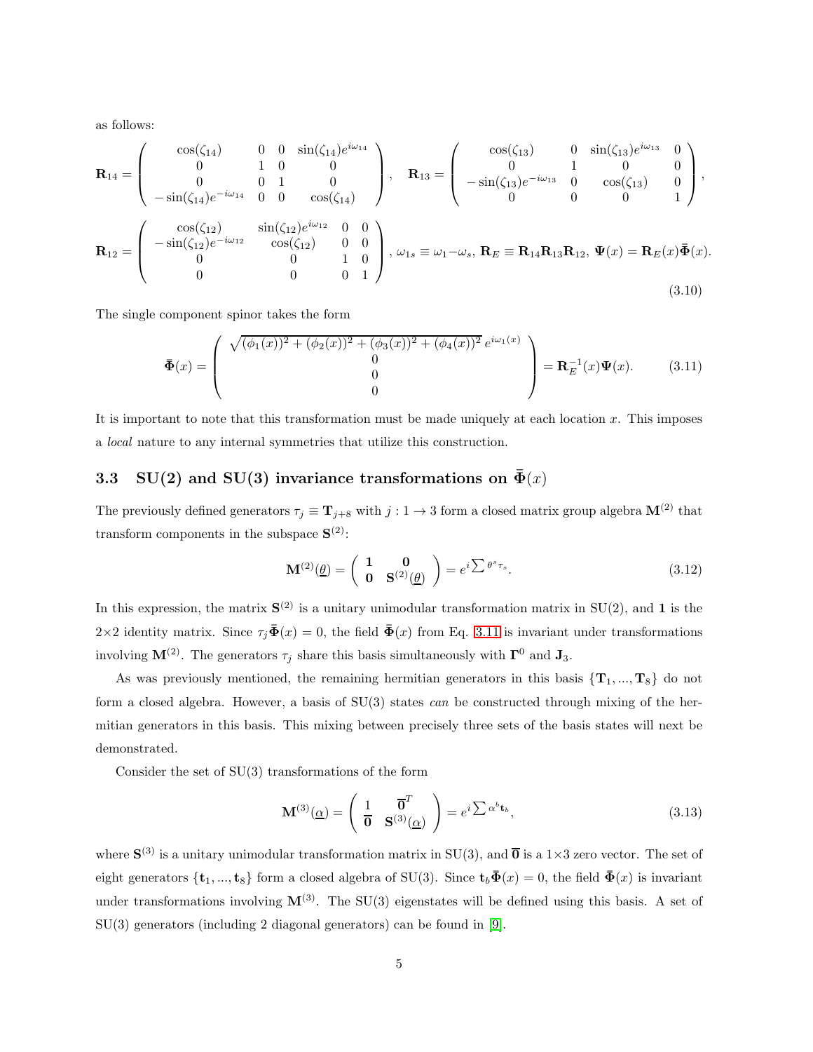as follows:

$$
\mathbf{R}_{14} = \begin{pmatrix} \cos(\zeta_{14}) & 0 & 0 & \sin(\zeta_{14})e^{i\omega_{14}} \\ 0 & 1 & 0 & 0 \\ 0 & 0 & 1 & 0 \\ -\sin(\zeta_{14})e^{-i\omega_{14}} & 0 & 0 & \cos(\zeta_{14}) \end{pmatrix}, \quad \mathbf{R}_{13} = \begin{pmatrix} \cos(\zeta_{13}) & 0 & \sin(\zeta_{13})e^{i\omega_{13}} & 0 \\ 0 & 1 & 0 & 0 \\ -\sin(\zeta_{13})e^{-i\omega_{13}} & 0 & \cos(\zeta_{13}) & 0 \\ 0 & 0 & 0 & 1 \end{pmatrix},
$$

$$
\mathbf{R}_{12} = \begin{pmatrix} \cos(\zeta_{12}) & \sin(\zeta_{12})e^{i\omega_{12}} & 0 & 0 \\ -\sin(\zeta_{12})e^{-i\omega_{12}} & \cos(\zeta_{12}) & 0 & 0 \\ 0 & 0 & 1 & 0 \\ 0 & 0 & 0 & 1 \end{pmatrix}, \; \omega_{1s} \equiv \omega_1 - \omega_s, \; \mathbf{R}_E \equiv \mathbf{R}_{14}\mathbf{R}_{13}\mathbf{R}_{12}, \; \mathbf{\Psi}(x) = \mathbf{R}_E(x)\bar{\mathbf{\Phi}}(x). \tag{3.10}
$$

The single component spinor takes the form

$$
\bar{\mathbf{\Phi}}(x) = \begin{pmatrix} \sqrt{(\phi_1(x))^2 + (\phi_2(x))^2 + (\phi_3(x))^2 + (\phi_4(x))^2}\, e^{i\omega_1(x)} \\ 0 \\ 0 \\ 0 \end{pmatrix} = \mathbf{R}_E^{-1}(x)\mathbf{\Psi}(x). \tag{3.11}
$$

It is important to note that this transformation must be made uniquely at each location $x$. This imposes a *local* nature to any internal symmetries that utilize this construction.

### 3.3 SU(2) and SU(3) invariance transformations on $\bar{\mathbf{\Phi}}(x)$

The previously defined generators $\tau_j \equiv \mathbf{T}_{j+8}$ with $j : 1 \to 3$ form a closed matrix group algebra $\mathbf{M}^{(2)}$ that transform components in the subspace $\mathbf{S}^{(2)}$:

$$
\mathbf{M}^{(2)}(\underline{\theta}) = \begin{pmatrix} \mathbf{1} & \mathbf{0} \\ \mathbf{0} & \mathbf{S}^{(2)}(\underline{\theta}) \end{pmatrix} = e^{i\sum \theta^s \tau_s}. \tag{3.12}
$$

In this expression, the matrix $\mathbf{S}^{(2)}$ is a unitary unimodular transformation matrix in SU(2), and $\mathbf{1}$ is the 2×2 identity matrix. Since $\tau_j \bar{\mathbf{\Phi}}(x) = 0$, the field $\bar{\mathbf{\Phi}}(x)$ from Eq. 3.11 is invariant under transformations involving $\mathbf{M}^{(2)}$. The generators $\tau_j$ share this basis simultaneously with $\mathbf{\Gamma}^0$ and $\mathbf{J}_3$.

As was previously mentioned, the remaining hermitian generators in this basis $\{\mathbf{T}_1, ..., \mathbf{T}_8\}$ do not form a closed algebra. However, a basis of SU(3) states *can* be constructed through mixing of the hermitian generators in this basis. This mixing between precisely three sets of the basis states will next be demonstrated.

Consider the set of SU(3) transformations of the form

$$
\mathbf{M}^{(3)}(\underline{\alpha}) = \begin{pmatrix} 1 & \overline{\mathbf{0}}^T \\ \overline{\mathbf{0}} & \mathbf{S}^{(3)}(\underline{\alpha}) \end{pmatrix} = e^{i\sum \alpha^b \mathbf{t}_b}, \tag{3.13}
$$

where $\mathbf{S}^{(3)}$ is a unitary unimodular transformation matrix in SU(3), and $\overline{\mathbf{0}}$ is a 1×3 zero vector. The set of eight generators $\{\mathbf{t}_1, ..., \mathbf{t}_8\}$ form a closed algebra of SU(3). Since $\mathbf{t}_b \bar{\mathbf{\Phi}}(x) = 0$, the field $\bar{\mathbf{\Phi}}(x)$ is invariant under transformations involving $\mathbf{M}^{(3)}$. The SU(3) eigenstates will be defined using this basis. A set of SU(3) generators (including 2 diagonal generators) can be found in [9].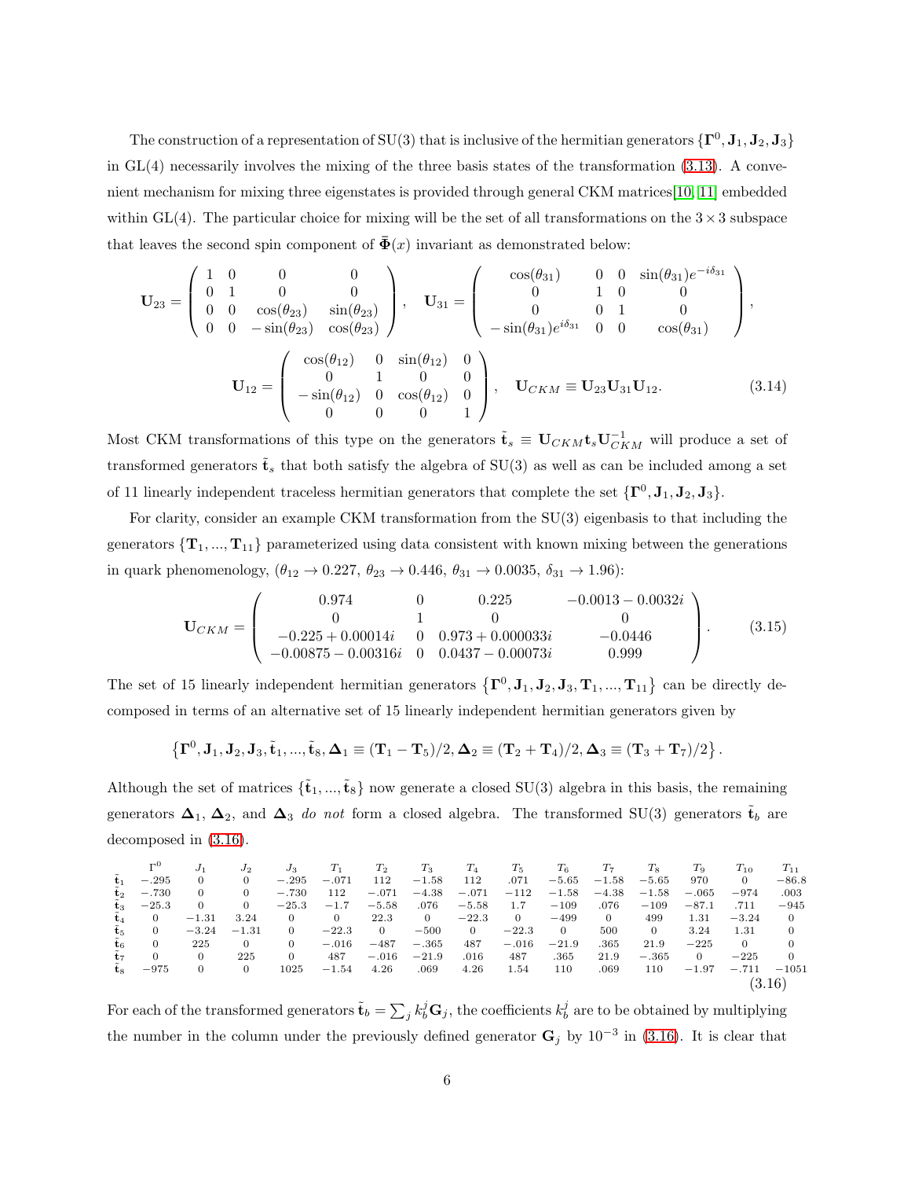The construction of a representation of SU(3) that is inclusive of the hermitian generators $\{\mathbf{\Gamma}^0, \mathbf{J}_1, \mathbf{J}_2, \mathbf{J}_3\}$ in GL(4) necessarily involves the mixing of the three basis states of the transformation (3.13). A convenient mechanism for mixing three eigenstates is provided through general CKM matrices[10, 11] embedded within GL(4). The particular choice for mixing will be the set of all transformations on the $3\times 3$ subspace that leaves the second spin component of $\bar{\mathbf{\Phi}}(x)$ invariant as demonstrated below:

$$
\mathbf{U}_{23} = \begin{pmatrix} 1 & 0 & 0 & 0 \\ 0 & 1 & 0 & 0 \\ 0 & 0 & \cos(\theta_{23}) & \sin(\theta_{23}) \\ 0 & 0 & -\sin(\theta_{23}) & \cos(\theta_{23}) \end{pmatrix}, \quad \mathbf{U}_{31} = \begin{pmatrix} \cos(\theta_{31}) & 0 & 0 & \sin(\theta_{31}) e^{-i\delta_{31}} \\ 0 & 1 & 0 & 0 \\ 0 & 0 & 1 & 0 \\ -\sin(\theta_{31}) e^{i\delta_{31}} & 0 & 0 & \cos(\theta_{31}) \end{pmatrix},
$$

$$
\mathbf{U}_{12} = \begin{pmatrix} \cos(\theta_{12}) & 0 & \sin(\theta_{12}) & 0 \\ 0 & 1 & 0 & 0 \\ -\sin(\theta_{12}) & 0 & \cos(\theta_{12}) & 0 \\ 0 & 0 & 0 & 1 \end{pmatrix}, \quad \mathbf{U}_{CKM} \equiv \mathbf{U}_{23}\mathbf{U}_{31}\mathbf{U}_{12}. \tag{3.14}
$$

Most CKM transformations of this type on the generators $\tilde{\mathbf{t}}_s \equiv \mathbf{U}_{CKM}\mathbf{t}_s\mathbf{U}_{CKM}^{-1}$ will produce a set of transformed generators $\tilde{\mathbf{t}}_s$ that both satisfy the algebra of SU(3) as well as can be included among a set of 11 linearly independent traceless hermitian generators that complete the set $\{\mathbf{\Gamma}^0, \mathbf{J}_1, \mathbf{J}_2, \mathbf{J}_3\}$.

For clarity, consider an example CKM transformation from the SU(3) eigenbasis to that including the generators $\{\mathbf{T}_1, ..., \mathbf{T}_{11}\}$ parameterized using data consistent with known mixing between the generations in quark phenomenology, ($\theta_{12} \to 0.227$, $\theta_{23} \to 0.446$, $\theta_{31} \to 0.0035$, $\delta_{31} \to 1.96$):

$$
\mathbf{U}_{CKM} = \begin{pmatrix} 0.974 & 0 & 0.225 & -0.0013 - 0.0032i \\ 0 & 1 & 0 & 0 \\ -0.225 + 0.00014i & 0 & 0.973 + 0.000033i & -0.0446 \\ -0.00875 - 0.00316i & 0 & 0.0437 - 0.00073i & 0.999 \end{pmatrix}. \tag{3.15}
$$

The set of 15 linearly independent hermitian generators $\left\{\mathbf{\Gamma}^0, \mathbf{J}_1, \mathbf{J}_2, \mathbf{J}_3, \mathbf{T}_1, ..., \mathbf{T}_{11}\right\}$ can be directly decomposed in terms of an alternative set of 15 linearly independent hermitian generators given by

$$
\left\{\mathbf{\Gamma}^0, \mathbf{J}_1, \mathbf{J}_2, \mathbf{J}_3, \tilde{\mathbf{t}}_1, ..., \tilde{\mathbf{t}}_8, \mathbf{\Delta}_1 \equiv (\mathbf{T}_1 - \mathbf{T}_5)/2, \mathbf{\Delta}_2 \equiv (\mathbf{T}_2 + \mathbf{T}_4)/2, \mathbf{\Delta}_3 \equiv (\mathbf{T}_3 + \mathbf{T}_7)/2\right\}.
$$

Although the set of matrices $\{\tilde{\mathbf{t}}_1, ..., \tilde{\mathbf{t}}_8\}$ now generate a closed SU(3) algebra in this basis, the remaining generators $\mathbf{\Delta}_1$, $\mathbf{\Delta}_2$, and $\mathbf{\Delta}_3$ *do not* form a closed algebra. The transformed SU(3) generators $\tilde{\mathbf{t}}_b$ are decomposed in (3.16).

| | $\Gamma^0$ | $J_1$ | $J_2$ | $J_3$ | $T_1$ | $T_2$ | $T_3$ | $T_4$ | $T_5$ | $T_6$ | $T_7$ | $T_8$ | $T_9$ | $T_{10}$ | $T_{11}$ |
|---|---|---|---|---|---|---|---|---|---|---|---|---|---|---|---|
| $\tilde{\mathbf{t}}_1$ | −.295 | 0 | 0 | −.295 | −.071 | 112 | −1.58 | 112 | .071 | −5.65 | −1.58 | −5.65 | 970 | 0 | −86.8 |
| $\tilde{\mathbf{t}}_2$ | −.730 | 0 | 0 | −.730 | 112 | −.071 | −4.38 | −.071 | −112 | −1.58 | −4.38 | −1.58 | −.065 | −974 | .003 |
| $\tilde{\mathbf{t}}_3$ | −25.3 | 0 | 0 | −25.3 | −1.7 | −5.58 | .076 | −5.58 | 1.7 | −109 | .076 | −109 | −87.1 | .711 | −945 |
| $\tilde{\mathbf{t}}_4$ | 0 | −1.31 | 3.24 | 0 | 0 | 22.3 | 0 | −22.3 | 0 | −499 | 0 | 499 | 1.31 | −3.24 | 0 |
| $\tilde{\mathbf{t}}_5$ | 0 | −3.24 | −1.31 | 0 | −22.3 | 0 | −500 | 0 | −22.3 | 0 | 500 | 0 | 3.24 | 1.31 | 0 |
| $\tilde{\mathbf{t}}_6$ | 0 | 225 | 0 | 0 | −.016 | −487 | −.365 | 487 | −.016 | −21.9 | .365 | 21.9 | −225 | 0 | 0 |
| $\tilde{\mathbf{t}}_7$ | 0 | 0 | 225 | 0 | 487 | −.016 | −21.9 | .016 | 487 | .365 | 21.9 | −.365 | 0 | −225 | 0 |
| $\tilde{\mathbf{t}}_8$ | −975 | 0 | 0 | 1025 | −1.54 | 4.26 | .069 | 4.26 | 1.54 | 110 | .069 | 110 | −1.97 | −.711 | −1051 |

(3.16)

For each of the transformed generators $\tilde{\mathbf{t}}_b = \sum_j k_b^j \mathbf{G}_j$, the coefficients $k_b^j$ are to be obtained by multiplying the number in the column under the previously defined generator $\mathbf{G}_j$ by $10^{-3}$ in (3.16). It is clear that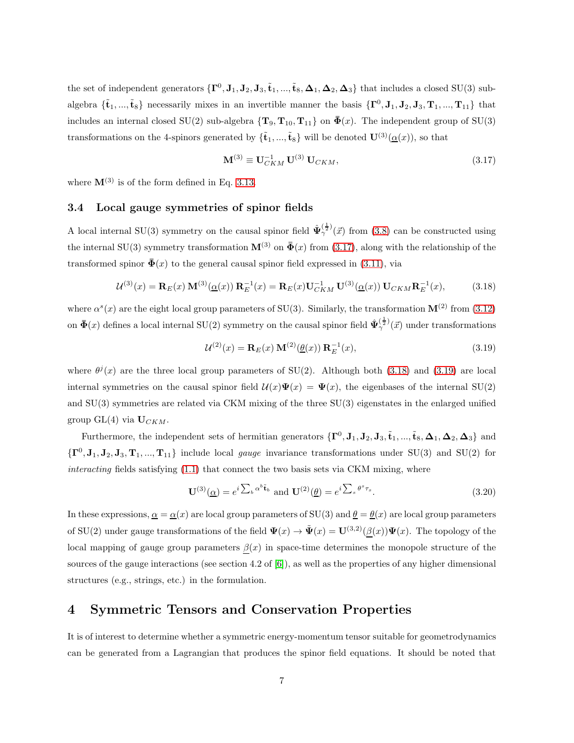the set of independent generators $\{\mathbf{\Gamma}^0, \mathbf{J}_1, \mathbf{J}_2, \mathbf{J}_3, \tilde{\mathbf{t}}_1, ..., \tilde{\mathbf{t}}_8, \mathbf{\Delta}_1, \mathbf{\Delta}_2, \mathbf{\Delta}_3\}$ that includes a closed SU(3) sub-algebra $\{\tilde{\mathbf{t}}_1, ..., \tilde{\mathbf{t}}_8\}$ necessarily mixes in an invertible manner the basis $\{\mathbf{\Gamma}^0, \mathbf{J}_1, \mathbf{J}_2, \mathbf{J}_3, \mathbf{T}_1, ..., \mathbf{T}_{11}\}$ that includes an internal closed SU(2) sub-algebra $\{\mathbf{T}_9, \mathbf{T}_{10}, \mathbf{T}_{11}\}$ on $\bar{\mathbf{\Phi}}(x)$. The independent group of SU(3) transformations on the 4-spinors generated by $\{\tilde{\mathbf{t}}_1, ..., \tilde{\mathbf{t}}_8\}$ will be denoted $\mathbf{U}^{(3)}(\underline{\alpha}(x))$, so that

$$\mathbf{M}^{(3)} \equiv \mathbf{U}_{CKM}^{-1}\, \mathbf{U}^{(3)}\, \mathbf{U}_{CKM}, \tag{3.17}$$

where $\mathbf{M}^{(3)}$ is of the form defined in Eq. 3.13.

## 3.4 Local gauge symmetries of spinor fields

A local internal SU(3) symmetry on the causal spinor field $\hat{\mathbf{\Psi}}_\gamma^{(\frac{1}{2})}(\vec{x})$ from (3.8) can be constructed using the internal SU(3) symmetry transformation $\mathbf{M}^{(3)}$ on $\bar{\mathbf{\Phi}}(x)$ from (3.17), along with the relationship of the transformed spinor $\bar{\mathbf{\Phi}}(x)$ to the general causal spinor field expressed in (3.11), via

$$\mathcal{U}^{(3)}(x) = \mathbf{R}_E(x)\, \mathbf{M}^{(3)}(\underline{\alpha}(x))\, \mathbf{R}_E^{-1}(x) = \mathbf{R}_E(x) \mathbf{U}_{CKM}^{-1}\, \mathbf{U}^{(3)}(\underline{\alpha}(x))\, \mathbf{U}_{CKM} \mathbf{R}_E^{-1}(x), \tag{3.18}$$

where $\alpha^s(x)$ are the eight local group parameters of SU(3). Similarly, the transformation $\mathbf{M}^{(2)}$ from (3.12) on $\bar{\mathbf{\Phi}}(x)$ defines a local internal SU(2) symmetry on the causal spinor field $\hat{\mathbf{\Psi}}_\gamma^{(\frac{1}{2})}(\vec{x})$ under transformations

$$\mathcal{U}^{(2)}(x) = \mathbf{R}_E(x)\, \mathbf{M}^{(2)}(\underline{\theta}(x))\, \mathbf{R}_E^{-1}(x), \tag{3.19}$$

where $\theta^j(x)$ are the three local group parameters of SU(2). Although both (3.18) and (3.19) are local internal symmetries on the causal spinor field $\mathcal{U}(x)\mathbf{\Psi}(x) = \mathbf{\Psi}(x)$, the eigenbases of the internal SU(2) and SU(3) symmetries are related via CKM mixing of the three SU(3) eigenstates in the enlarged unified group GL(4) via $\mathbf{U}_{CKM}$.

Furthermore, the independent sets of hermitian generators $\{\mathbf{\Gamma}^0, \mathbf{J}_1, \mathbf{J}_2, \mathbf{J}_3, \tilde{\mathbf{t}}_1, ..., \tilde{\mathbf{t}}_8, \mathbf{\Delta}_1, \mathbf{\Delta}_2, \mathbf{\Delta}_3\}$ and $\{\mathbf{\Gamma}^0, \mathbf{J}_1, \mathbf{J}_2, \mathbf{J}_3, \mathbf{T}_1, ..., \mathbf{T}_{11}\}$ include local *gauge* invariance transformations under SU(3) and SU(2) for *interacting* fields satisfying (1.1) that connect the two basis sets via CKM mixing, where

$$\mathbf{U}^{(3)}(\underline{\alpha}) = e^{i\sum_b \alpha^b \tilde{\mathbf{t}}_b} \text{ and } \mathbf{U}^{(2)}(\underline{\theta}) = e^{i\sum_s \theta^s \tau_s}. \tag{3.20}$$

In these expressions, $\underline{\alpha} = \underline{\alpha}(x)$ are local group parameters of SU(3) and $\underline{\theta} = \underline{\theta}(x)$ are local group parameters of SU(2) under gauge transformations of the field $\mathbf{\Psi}(x) \to \tilde{\mathbf{\Psi}}(x) = \mathbf{U}^{(3,2)}(\underline{\beta}(x))\mathbf{\Psi}(x)$. The topology of the local mapping of gauge group parameters $\underline{\beta}(x)$ in space-time determines the monopole structure of the sources of the gauge interactions (see section 4.2 of [6]), as well as the properties of any higher dimensional structures (e.g., strings, etc.) in the formulation.

# 4 Symmetric Tensors and Conservation Properties

It is of interest to determine whether a symmetric energy-momentum tensor suitable for geometrodynamics can be generated from a Lagrangian that produces the spinor field equations. It should be noted that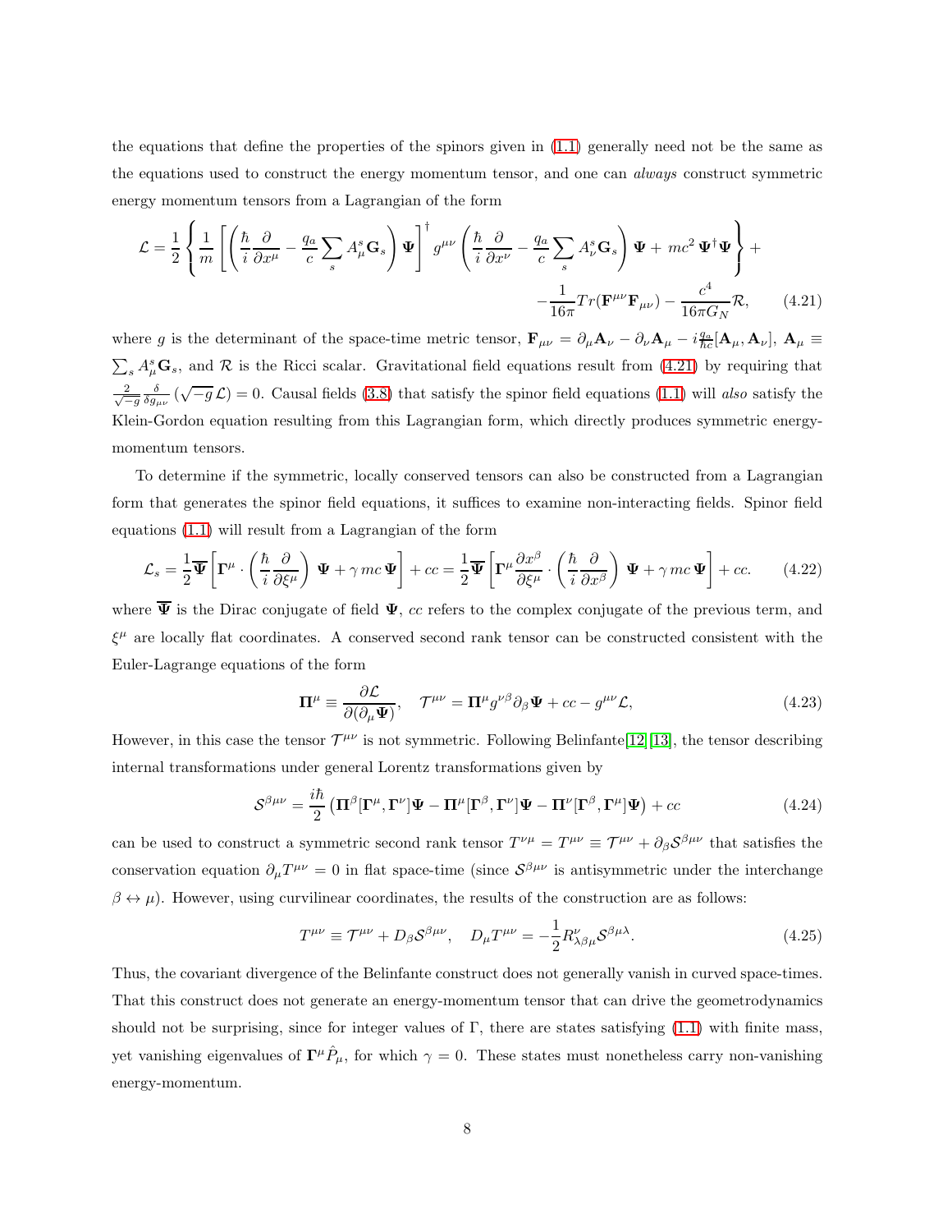the equations that define the properties of the spinors given in (1.1) generally need not be the same as the equations used to construct the energy momentum tensor, and one can *always* construct symmetric energy momentum tensors from a Lagrangian of the form

$$\mathcal{L} = \frac{1}{2}\left\{ \frac{1}{m}\left[ \left( \frac{\hbar}{i}\frac{\partial}{\partial x^\mu} - \frac{q_a}{c}\sum_s A_\mu^s \mathbf{G}_s \right)\mathbf{\Psi}\right]^\dagger g^{\mu\nu}\left( \frac{\hbar}{i}\frac{\partial}{\partial x^\nu} - \frac{q_a}{c}\sum_s A_\nu^s \mathbf{G}_s \right)\mathbf{\Psi} + \, mc^2\,\mathbf{\Psi}^\dagger\mathbf{\Psi} \right\} + \\ - \frac{1}{16\pi} Tr(\mathbf{F}^{\mu\nu}\mathbf{F}_{\mu\nu}) - \frac{c^4}{16\pi G_N}\mathcal{R}, \qquad (4.21)$$

where $g$ is the determinant of the space-time metric tensor, $\mathbf{F}_{\mu\nu} = \partial_\mu \mathbf{A}_\nu - \partial_\nu \mathbf{A}_\mu - i\frac{q_a}{\hbar c}[\mathbf{A}_\mu, \mathbf{A}_\nu]$, $\mathbf{A}_\mu \equiv \sum_s A_\mu^s \mathbf{G}_s$, and $\mathcal{R}$ is the Ricci scalar. Gravitational field equations result from (4.21) by requiring that $\frac{2}{\sqrt{-g}}\frac{\delta}{\delta g_{\mu\nu}}(\sqrt{-g}\,\mathcal{L}) = 0$. Causal fields (3.8) that satisfy the spinor field equations (1.1) will *also* satisfy the Klein-Gordon equation resulting from this Lagrangian form, which directly produces symmetric energy-momentum tensors.

To determine if the symmetric, locally conserved tensors can also be constructed from a Lagrangian form that generates the spinor field equations, it suffices to examine non-interacting fields. Spinor field equations (1.1) will result from a Lagrangian of the form

$$\mathcal{L}_s = \frac{1}{2}\overline{\mathbf{\Psi}}\left[ \mathbf{\Gamma}^\mu \cdot \left( \frac{\hbar}{i}\frac{\partial}{\partial \xi^\mu}\right)\,\mathbf{\Psi} + \gamma\, mc\,\mathbf{\Psi}\right] + cc = \frac{1}{2}\overline{\mathbf{\Psi}}\left[ \mathbf{\Gamma}^\mu \frac{\partial x^\beta}{\partial \xi^\mu} \cdot \left( \frac{\hbar}{i}\frac{\partial}{\partial x^\beta}\right)\,\mathbf{\Psi} + \gamma\, mc\,\mathbf{\Psi}\right] + cc. \qquad (4.22)$$

where $\overline{\mathbf{\Psi}}$ is the Dirac conjugate of field $\mathbf{\Psi}$, $cc$ refers to the complex conjugate of the previous term, and $\xi^\mu$ are locally flat coordinates. A conserved second rank tensor can be constructed consistent with the Euler-Lagrange equations of the form

$$\mathbf{\Pi}^\mu \equiv \frac{\partial \mathcal{L}}{\partial(\partial_\mu \mathbf{\Psi})}, \quad \mathcal{T}^{\mu\nu} = \mathbf{\Pi}^\mu g^{\nu\beta}\partial_\beta \mathbf{\Psi} + cc - g^{\mu\nu}\mathcal{L}, \qquad (4.23)$$

However, in this case the tensor $\mathcal{T}^{\mu\nu}$ is not symmetric. Following Belinfante[12][13], the tensor describing internal transformations under general Lorentz transformations given by

$$\mathcal{S}^{\beta\mu\nu} = \frac{i\hbar}{2}\left( \mathbf{\Pi}^\beta [\mathbf{\Gamma}^\mu, \mathbf{\Gamma}^\nu]\mathbf{\Psi} - \mathbf{\Pi}^\mu [\mathbf{\Gamma}^\beta, \mathbf{\Gamma}^\nu]\mathbf{\Psi} - \mathbf{\Pi}^\nu [\mathbf{\Gamma}^\beta, \mathbf{\Gamma}^\mu]\mathbf{\Psi}\right) + cc \qquad (4.24)$$

can be used to construct a symmetric second rank tensor $T^{\nu\mu} = T^{\mu\nu} \equiv \mathcal{T}^{\mu\nu} + \partial_\beta \mathcal{S}^{\beta\mu\nu}$ that satisfies the conservation equation $\partial_\mu T^{\mu\nu} = 0$ in flat space-time (since $\mathcal{S}^{\beta\mu\nu}$ is antisymmetric under the interchange $\beta \leftrightarrow \mu$). However, using curvilinear coordinates, the results of the construction are as follows:

$$T^{\mu\nu} \equiv \mathcal{T}^{\mu\nu} + D_\beta \mathcal{S}^{\beta\mu\nu}, \quad D_\mu T^{\mu\nu} = -\frac{1}{2} R^\nu_{\lambda\beta\mu}\mathcal{S}^{\beta\mu\lambda}. \qquad (4.25)$$

Thus, the covariant divergence of the Belinfante construct does not generally vanish in curved space-times. That this construct does not generate an energy-momentum tensor that can drive the geometrodynamics should not be surprising, since for integer values of $\Gamma$, there are states satisfying (1.1) with finite mass, yet vanishing eigenvalues of $\mathbf{\Gamma}^\mu \hat{P}_\mu$, for which $\gamma = 0$. These states must nonetheless carry non-vanishing energy-momentum.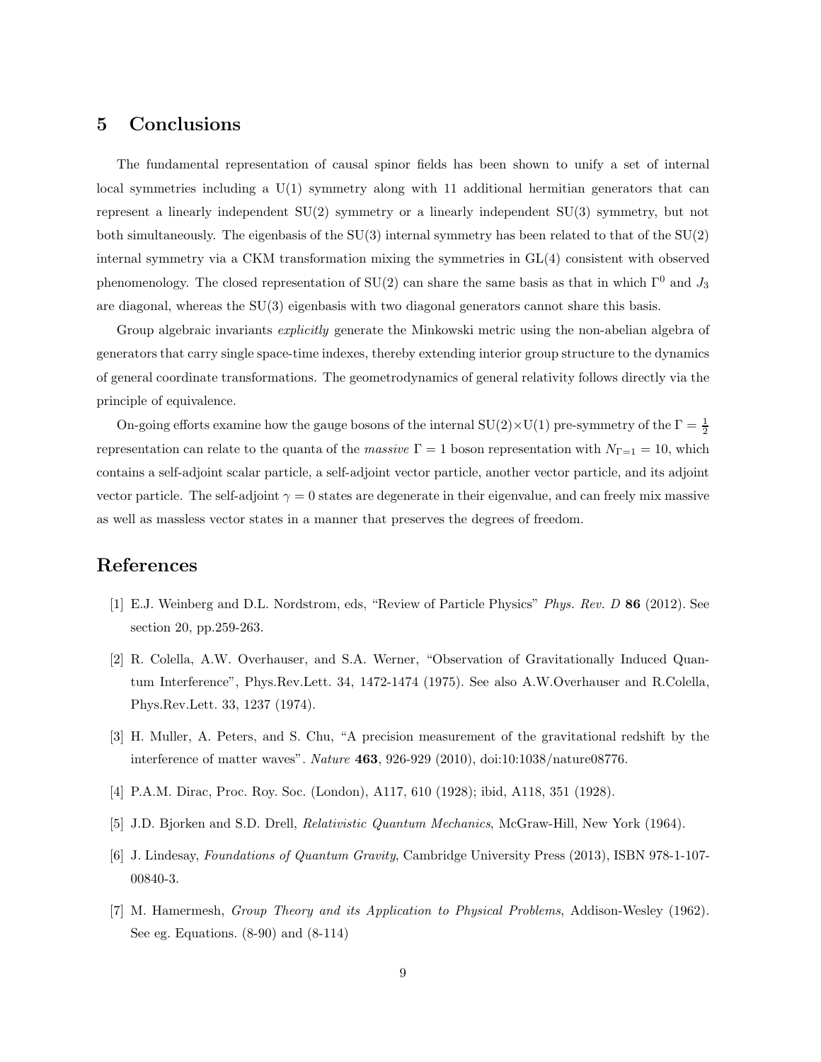## 5 Conclusions

The fundamental representation of causal spinor fields has been shown to unify a set of internal local symmetries including a U(1) symmetry along with 11 additional hermitian generators that can represent a linearly independent SU(2) symmetry or a linearly independent SU(3) symmetry, but not both simultaneously. The eigenbasis of the SU(3) internal symmetry has been related to that of the SU(2) internal symmetry via a CKM transformation mixing the symmetries in GL(4) consistent with observed phenomenology. The closed representation of SU(2) can share the same basis as that in which $\Gamma^0$ and $J_3$ are diagonal, whereas the SU(3) eigenbasis with two diagonal generators cannot share this basis.

Group algebraic invariants *explicitly* generate the Minkowski metric using the non-abelian algebra of generators that carry single space-time indexes, thereby extending interior group structure to the dynamics of general coordinate transformations. The geometrodynamics of general relativity follows directly via the principle of equivalence.

On-going efforts examine how the gauge bosons of the internal SU(2)×U(1) pre-symmetry of the $\Gamma = \frac{1}{2}$ representation can relate to the quanta of the *massive* $\Gamma = 1$ boson representation with $N_{\Gamma=1} = 10$, which contains a self-adjoint scalar particle, a self-adjoint vector particle, another vector particle, and its adjoint vector particle. The self-adjoint $\gamma = 0$ states are degenerate in their eigenvalue, and can freely mix massive as well as massless vector states in a manner that preserves the degrees of freedom.

## References

[1] E.J. Weinberg and D.L. Nordstrom, eds, "Review of Particle Physics" *Phys. Rev. D* **86** (2012). See section 20, pp.259-263.

[2] R. Colella, A.W. Overhauser, and S.A. Werner, "Observation of Gravitationally Induced Quantum Interference", Phys.Rev.Lett. 34, 1472-1474 (1975). See also A.W.Overhauser and R.Colella, Phys.Rev.Lett. 33, 1237 (1974).

[3] H. Muller, A. Peters, and S. Chu, "A precision measurement of the gravitational redshift by the interference of matter waves". *Nature* **463**, 926-929 (2010), doi:10:1038/nature08776.

[4] P.A.M. Dirac, Proc. Roy. Soc. (London), A117, 610 (1928); ibid, A118, 351 (1928).

[5] J.D. Bjorken and S.D. Drell, *Relativistic Quantum Mechanics*, McGraw-Hill, New York (1964).

[6] J. Lindesay, *Foundations of Quantum Gravity*, Cambridge University Press (2013), ISBN 978-1-107-00840-3.

[7] M. Hamermesh, *Group Theory and its Application to Physical Problems*, Addison-Wesley (1962). See eg. Equations. (8-90) and (8-114)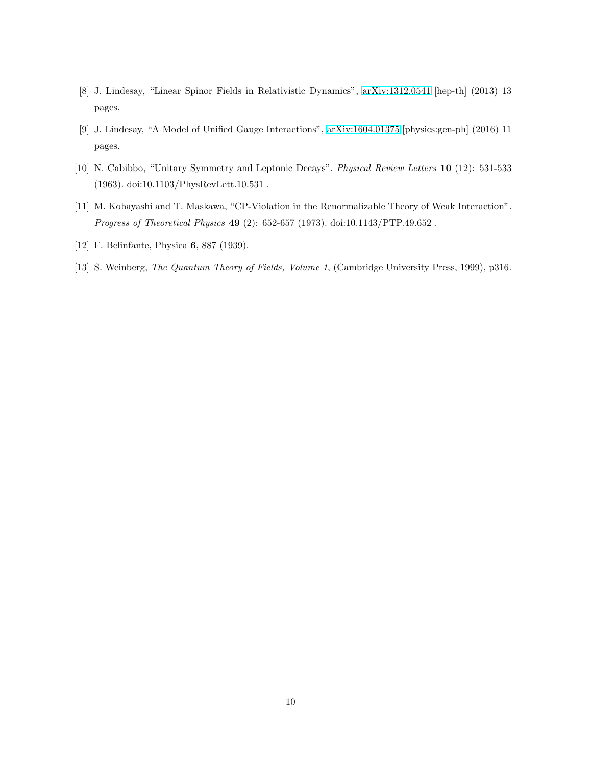[8] J. Lindesay, "Linear Spinor Fields in Relativistic Dynamics", arXiv:1312.0541 [hep-th] (2013) 13 pages.

[9] J. Lindesay, "A Model of Unified Gauge Interactions", arXiv:1604.01375 [physics:gen-ph] (2016) 11 pages.

[10] N. Cabibbo, "Unitary Symmetry and Leptonic Decays". *Physical Review Letters* **10** (12): 531-533 (1963). doi:10.1103/PhysRevLett.10.531 .

[11] M. Kobayashi and T. Maskawa, "CP-Violation in the Renormalizable Theory of Weak Interaction". *Progress of Theoretical Physics* **49** (2): 652-657 (1973). doi:10.1143/PTP.49.652 .

[12] F. Belinfante, Physica **6**, 887 (1939).

[13] S. Weinberg, *The Quantum Theory of Fields, Volume 1*, (Cambridge University Press, 1999), p316.